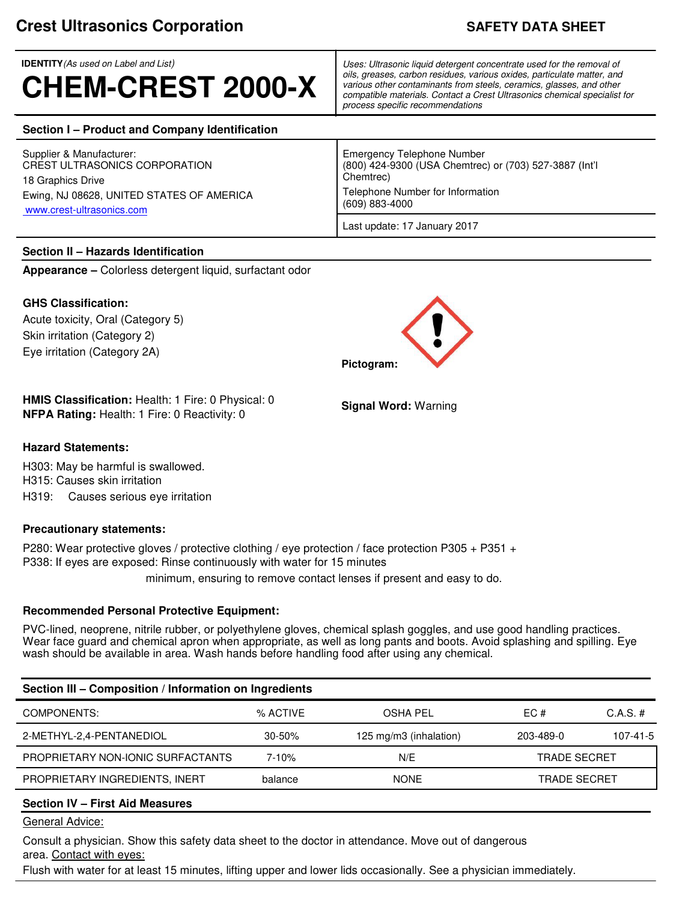**Crest Ultrasonics Corporation** **SAFETY DATA SHEET**

**IDENTITY** *(As used on Label and List)*

# CHEM-CREST 2000-X

*Uses: Ultrasonic liquid detergent concentrate used for the removal of oils, greases, carbon residues, various oxides, particulate matter, and various other contaminants from steels, ceramics, glasses, and other compatible materials. Contact a Crest Ultrasonics chemical specialist for process specific recommendations*

## Section I – Product and Company Identification

Supplier & Manufacturer:
CREST ULTRASONICS CORPORATION
18 Graphics Drive
Ewing, NJ 08628, UNITED STATES OF AMERICA
www.crest-ultrasonics.com

Emergency Telephone Number
(800) 424-9300 (USA Chemtrec) or (703) 527-3887 (Int'l Chemtrec)

Telephone Number for Information
(609) 883-4000

Last update: 17 January 2017

## Section II – Hazards Identification

**Appearance –** Colorless detergent liquid, surfactant odor

**GHS Classification:**

Acute toxicity, Oral (Category 5)
Skin irritation (Category 2)
Eye irritation (Category 2A)

**Pictogram:**

**HMIS Classification:** Health: 1 Fire: 0 Physical: 0
**NFPA Rating:** Health: 1 Fire: 0 Reactivity: 0

**Signal Word:** Warning

**Hazard Statements:**

H303: May be harmful is swallowed.
H315: Causes skin irritation
H319: Causes serious eye irritation

**Precautionary statements:**

P280: Wear protective gloves / protective clothing / eye protection / face protection P305 + P351 + P338: If eyes are exposed: Rinse continuously with water for 15 minutes minimum, ensuring to remove contact lenses if present and easy to do.

**Recommended Personal Protective Equipment:**

PVC-lined, neoprene, nitrile rubber, or polyethylene gloves, chemical splash goggles, and use good handling practices. Wear face guard and chemical apron when appropriate, as well as long pants and boots. Avoid splashing and spilling. Eye wash should be available in area. Wash hands before handling food after using any chemical.

## Section III – Composition / Information on Ingredients

| COMPONENTS: | % ACTIVE | OSHA PEL | EC # | C.A.S. # |
|---|---|---|---|---|
| 2-METHYL-2,4-PENTANEDIOL | 30-50% | 125 mg/m3 (inhalation) | 203-489-0 | 107-41-5 |
| PROPRIETARY NON-IONIC SURFACTANTS | 7-10% | N/E | TRADE SECRET | |
| PROPRIETARY INGREDIENTS, INERT | balance | NONE | TRADE SECRET | |

## Section IV – First Aid Measures

General Advice:

Consult a physician. Show this safety data sheet to the doctor in attendance. Move out of dangerous area.

Contact with eyes:

Flush with water for at least 15 minutes, lifting upper and lower lids occasionally. See a physician immediately.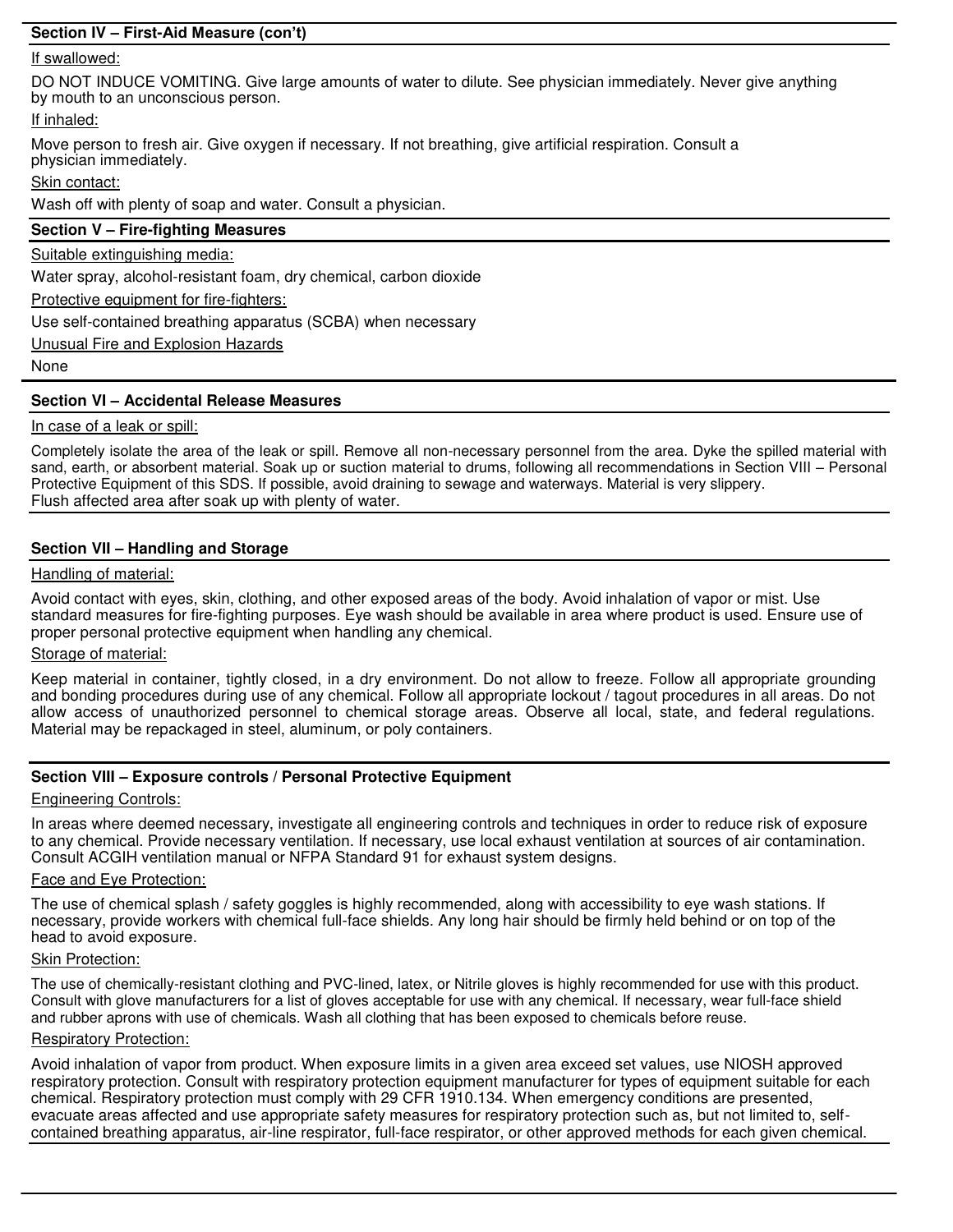## Section IV – First-Aid Measure (con't)

<u>If swallowed:</u>

DO NOT INDUCE VOMITING. Give large amounts of water to dilute. See physician immediately. Never give anything by mouth to an unconscious person.

<u>If inhaled:</u>

Move person to fresh air. Give oxygen if necessary. If not breathing, give artificial respiration. Consult a physician immediately.

<u>Skin contact:</u>

Wash off with plenty of soap and water. Consult a physician.

## Section V – Fire-fighting Measures

<u>Suitable extinguishing media:</u>

Water spray, alcohol-resistant foam, dry chemical, carbon dioxide

<u>Protective equipment for fire-fighters:</u>

Use self-contained breathing apparatus (SCBA) when necessary

<u>Unusual Fire and Explosion Hazards</u>

None

## Section VI – Accidental Release Measures

<u>In case of a leak or spill:</u>

Completely isolate the area of the leak or spill. Remove all non-necessary personnel from the area. Dyke the spilled material with sand, earth, or absorbent material. Soak up or suction material to drums, following all recommendations in Section VIII – Personal Protective Equipment of this SDS. If possible, avoid draining to sewage and waterways. Material is very slippery.
Flush affected area after soak up with plenty of water.

## Section VII – Handling and Storage

<u>Handling of material:</u>

Avoid contact with eyes, skin, clothing, and other exposed areas of the body. Avoid inhalation of vapor or mist. Use standard measures for fire-fighting purposes. Eye wash should be available in area where product is used. Ensure use of proper personal protective equipment when handling any chemical.

<u>Storage of material:</u>

Keep material in container, tightly closed, in a dry environment. Do not allow to freeze. Follow all appropriate grounding and bonding procedures during use of any chemical. Follow all appropriate lockout / tagout procedures in all areas. Do not allow access of unauthorized personnel to chemical storage areas. Observe all local, state, and federal regulations. Material may be repackaged in steel, aluminum, or poly containers.

## Section VIII – Exposure controls / Personal Protective Equipment

<u>Engineering Controls:</u>

In areas where deemed necessary, investigate all engineering controls and techniques in order to reduce risk of exposure to any chemical. Provide necessary ventilation. If necessary, use local exhaust ventilation at sources of air contamination. Consult ACGIH ventilation manual or NFPA Standard 91 for exhaust system designs.

<u>Face and Eye Protection:</u>

The use of chemical splash / safety goggles is highly recommended, along with accessibility to eye wash stations. If necessary, provide workers with chemical full-face shields. Any long hair should be firmly held behind or on top of the head to avoid exposure.

<u>Skin Protection:</u>

The use of chemically-resistant clothing and PVC-lined, latex, or Nitrile gloves is highly recommended for use with this product. Consult with glove manufacturers for a list of gloves acceptable for use with any chemical. If necessary, wear full-face shield and rubber aprons with use of chemicals. Wash all clothing that has been exposed to chemicals before reuse.

<u>Respiratory Protection:</u>

Avoid inhalation of vapor from product. When exposure limits in a given area exceed set values, use NIOSH approved respiratory protection. Consult with respiratory protection equipment manufacturer for types of equipment suitable for each chemical. Respiratory protection must comply with 29 CFR 1910.134. When emergency conditions are presented, evacuate areas affected and use appropriate safety measures for respiratory protection such as, but not limited to, self-contained breathing apparatus, air-line respirator, full-face respirator, or other approved methods for each given chemical.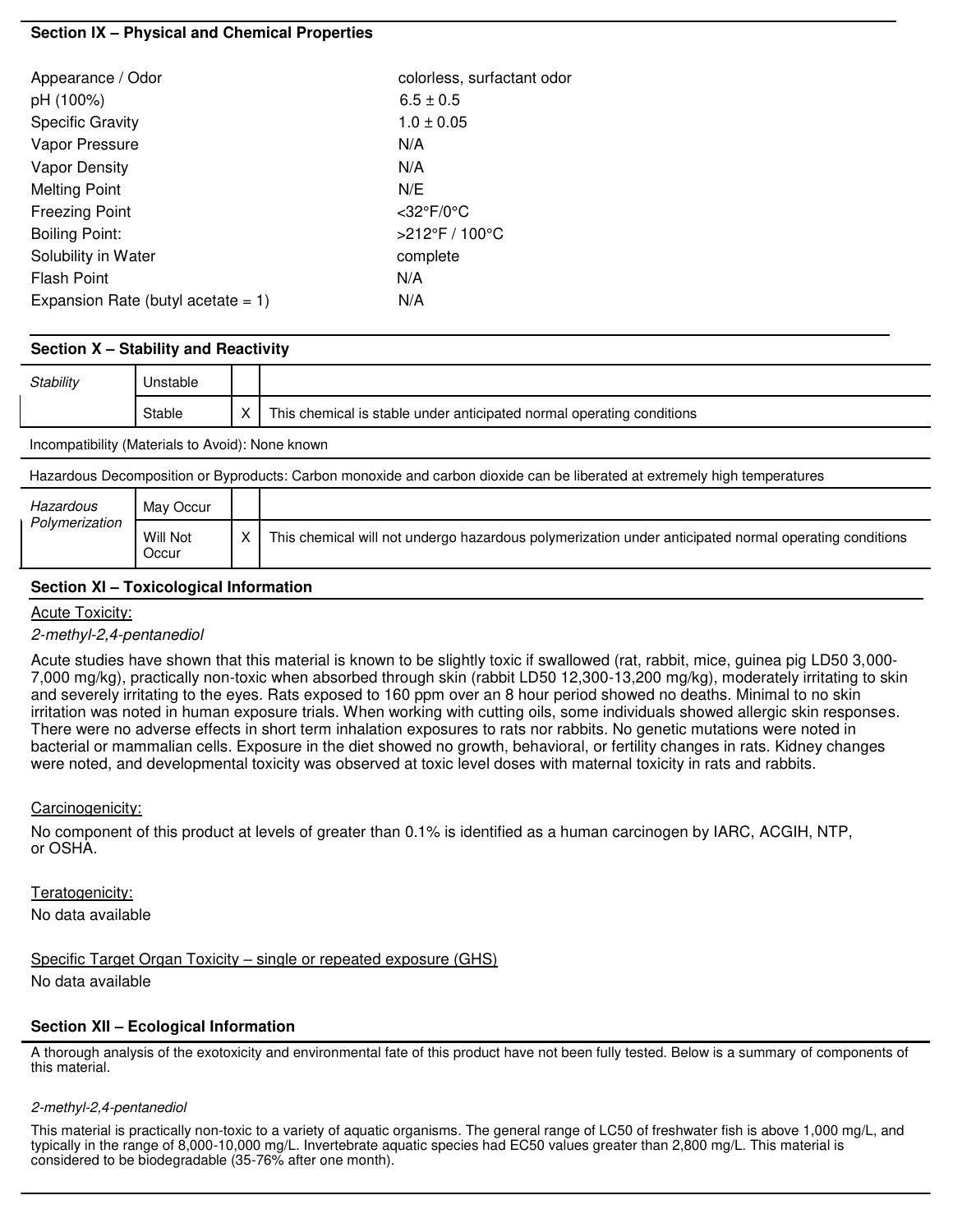## Section IX – Physical and Chemical Properties

| | |
|---|---|
| Appearance / Odor | colorless, surfactant odor |
| pH (100%) | 6.5 ± 0.5 |
| Specific Gravity | 1.0 ± 0.05 |
| Vapor Pressure | N/A |
| Vapor Density | N/A |
| Melting Point | N/E |
| Freezing Point | <32°F/0°C |
| Boiling Point: | >212°F / 100°C |
| Solubility in Water | complete |
| Flash Point | N/A |
| Expansion Rate (butyl acetate = 1) | N/A |

## Section X – Stability and Reactivity

| | | | |
|---|---|---|---|
| *Stability* | Unstable | | |
| | Stable | X | This chemical is stable under anticipated normal operating conditions |

Incompatibility (Materials to Avoid): None known

Hazardous Decomposition or Byproducts: Carbon monoxide and carbon dioxide can be liberated at extremely high temperatures

| | | | |
|---|---|---|---|
| *Hazardous Polymerization* | May Occur | | |
| | Will Not Occur | X | This chemical will not undergo hazardous polymerization under anticipated normal operating conditions |

## Section XI – Toxicological Information

Acute Toxicity:

*2-methyl-2,4-pentanediol*

Acute studies have shown that this material is known to be slightly toxic if swallowed (rat, rabbit, mice, guinea pig LD50 3,000-7,000 mg/kg), practically non-toxic when absorbed through skin (rabbit LD50 12,300-13,200 mg/kg), moderately irritating to skin and severely irritating to the eyes. Rats exposed to 160 ppm over an 8 hour period showed no deaths. Minimal to no skin irritation was noted in human exposure trials. When working with cutting oils, some individuals showed allergic skin responses. There were no adverse effects in short term inhalation exposures to rats nor rabbits. No genetic mutations were noted in bacterial or mammalian cells. Exposure in the diet showed no growth, behavioral, or fertility changes in rats. Kidney changes were noted, and developmental toxicity was observed at toxic level doses with maternal toxicity in rats and rabbits.

Carcinogenicity:

No component of this product at levels of greater than 0.1% is identified as a human carcinogen by IARC, ACGIH, NTP, or OSHA.

Teratogenicity:

No data available

Specific Target Organ Toxicity – single or repeated exposure (GHS)

No data available

## Section XII – Ecological Information

A thorough analysis of the exotoxicity and environmental fate of this product have not been fully tested. Below is a summary of components of this material.

*2-methyl-2,4-pentanediol*

This material is practically non-toxic to a variety of aquatic organisms. The general range of LC50 of freshwater fish is above 1,000 mg/L, and typically in the range of 8,000-10,000 mg/L. Invertebrate aquatic species had EC50 values greater than 2,800 mg/L. This material is considered to be biodegradable (35-76% after one month).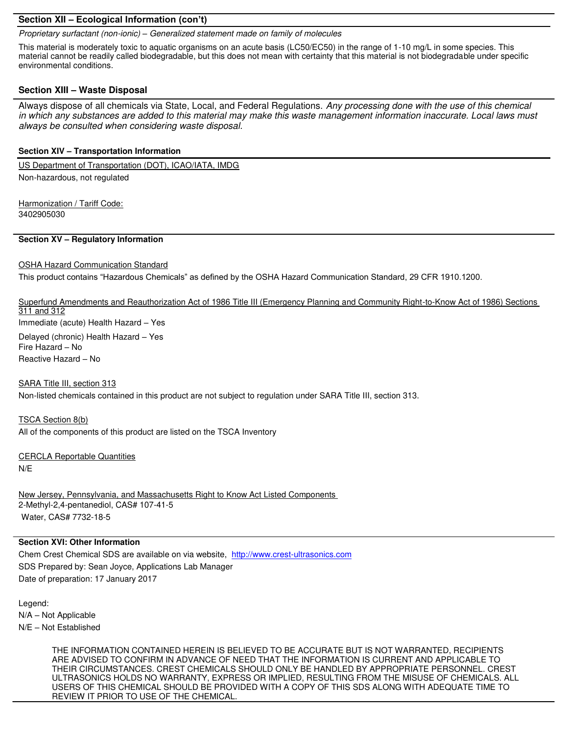## Section XII – Ecological Information (con't)

*Proprietary surfactant (non-ionic) – Generalized statement made on family of molecules*

This material is moderately toxic to aquatic organisms on an acute basis (LC50/EC50) in the range of 1-10 mg/L in some species. This material cannot be readily called biodegradable, but this does not mean with certainty that this material is not biodegradable under specific environmental conditions.

## Section XIII – Waste Disposal

Always dispose of all chemicals via State, Local, and Federal Regulations. *Any processing done with the use of this chemical in which any substances are added to this material may make this waste management information inaccurate. Local laws must always be consulted when considering waste disposal.*

## Section XIV – Transportation Information

US Department of Transportation (DOT), ICAO/IATA, IMDG

Non-hazardous, not regulated

Harmonization / Tariff Code:

3402905030

## Section XV – Regulatory Information

OSHA Hazard Communication Standard

This product contains "Hazardous Chemicals" as defined by the OSHA Hazard Communication Standard, 29 CFR 1910.1200.

Superfund Amendments and Reauthorization Act of 1986 Title III (Emergency Planning and Community Right-to-Know Act of 1986) Sections 311 and 312

Immediate (acute) Health Hazard – Yes

Delayed (chronic) Health Hazard – Yes

Fire Hazard – No

Reactive Hazard – No

SARA Title III, section 313

Non-listed chemicals contained in this product are not subject to regulation under SARA Title III, section 313.

TSCA Section 8(b)

All of the components of this product are listed on the TSCA Inventory

CERCLA Reportable Quantities

N/E

New Jersey, Pennsylvania, and Massachusetts Right to Know Act Listed Components

2-Methyl-2,4-pentanediol, CAS# 107-41-5

Water, CAS# 7732-18-5

## Section XVI: Other Information

Chem Crest Chemical SDS are available on via website, http://www.crest-ultrasonics.com

SDS Prepared by: Sean Joyce, Applications Lab Manager

Date of preparation: 17 January 2017

Legend:

N/A – Not Applicable

N/E – Not Established

THE INFORMATION CONTAINED HEREIN IS BELIEVED TO BE ACCURATE BUT IS NOT WARRANTED, RECIPIENTS ARE ADVISED TO CONFIRM IN ADVANCE OF NEED THAT THE INFORMATION IS CURRENT AND APPLICABLE TO THEIR CIRCUMSTANCES. CREST CHEMICALS SHOULD ONLY BE HANDLED BY APPROPRIATE PERSONNEL. CREST ULTRASONICS HOLDS NO WARRANTY, EXPRESS OR IMPLIED, RESULTING FROM THE MISUSE OF CHEMICALS. ALL USERS OF THIS CHEMICAL SHOULD BE PROVIDED WITH A COPY OF THIS SDS ALONG WITH ADEQUATE TIME TO REVIEW IT PRIOR TO USE OF THE CHEMICAL.